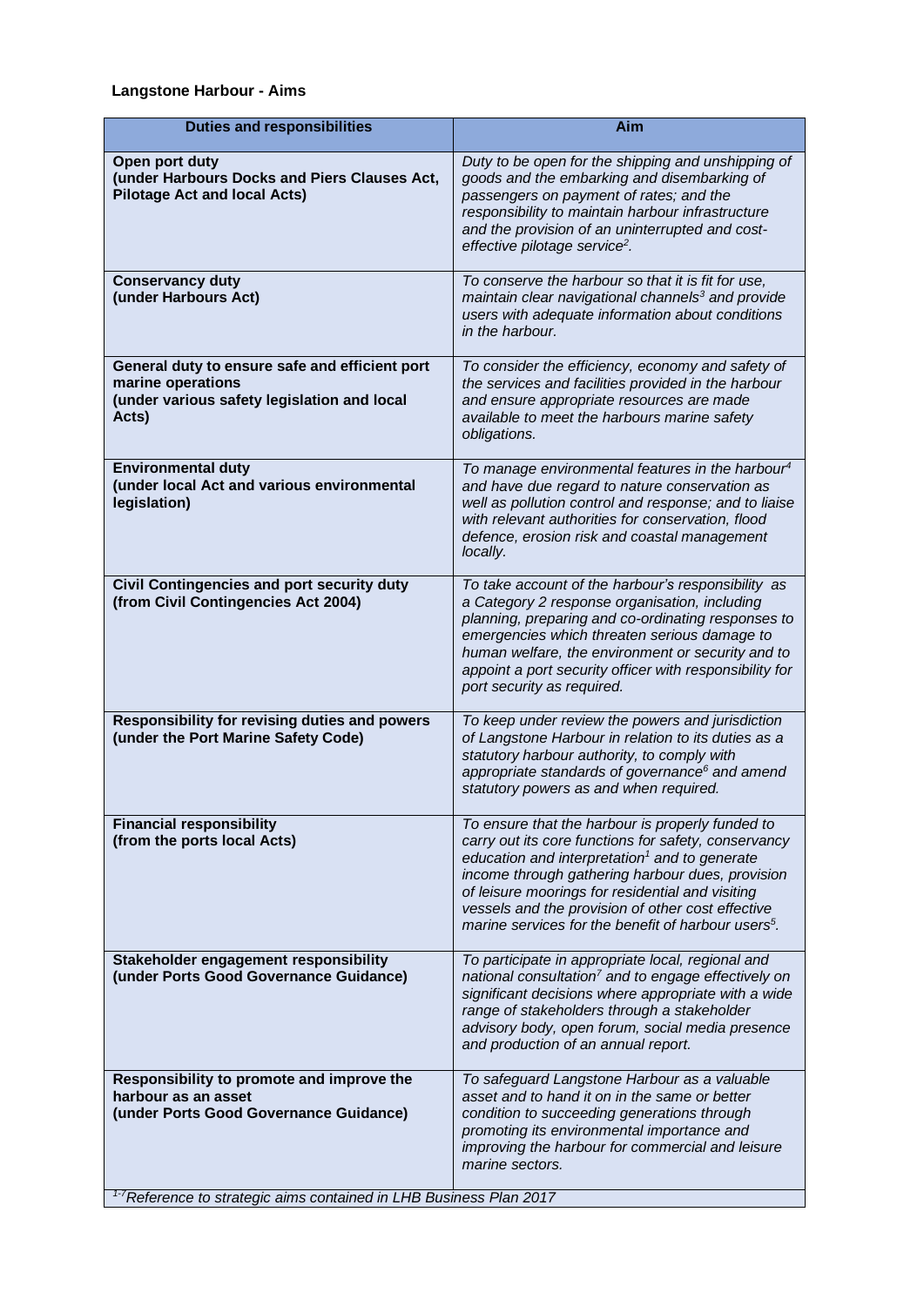**Langstone Harbour - Aims**

| Duties and responsibilities | Aim |
|---|---|
| **Open port duty (under Harbours Docks and Piers Clauses Act, Pilotage Act and local Acts)** | *Duty to be open for the shipping and unshipping of goods and the embarking and disembarking of passengers on payment of rates; and the responsibility to maintain harbour infrastructure and the provision of an uninterrupted and cost-effective pilotage service[2].* |
| **Conservancy duty (under Harbours Act)** | *To conserve the harbour so that it is fit for use, maintain clear navigational channels[3] and provide users with adequate information about conditions in the harbour.* |
| **General duty to ensure safe and efficient port marine operations (under various safety legislation and local Acts)** | *To consider the efficiency, economy and safety of the services and facilities provided in the harbour and ensure appropriate resources are made available to meet the harbours marine safety obligations.* |
| **Environmental duty (under local Act and various environmental legislation)** | *To manage environmental features in the harbour[4] and have due regard to nature conservation as well as pollution control and response; and to liaise with relevant authorities for conservation, flood defence, erosion risk and coastal management locally.* |
| **Civil Contingencies and port security duty (from Civil Contingencies Act 2004)** | *To take account of the harbour's responsibility as a Category 2 response organisation, including planning, preparing and co-ordinating responses to emergencies which threaten serious damage to human welfare, the environment or security and to appoint a port security officer with responsibility for port security as required.* |
| **Responsibility for revising duties and powers (under the Port Marine Safety Code)** | *To keep under review the powers and jurisdiction of Langstone Harbour in relation to its duties as a statutory harbour authority, to comply with appropriate standards of governance[6] and amend statutory powers as and when required.* |
| **Financial responsibility (from the ports local Acts)** | *To ensure that the harbour is properly funded to carry out its core functions for safety, conservancy education and interpretation[1] and to generate income through gathering harbour dues, provision of leisure moorings for residential and visiting vessels and the provision of other cost effective marine services for the benefit of harbour users[5].* |
| **Stakeholder engagement responsibility (under Ports Good Governance Guidance)** | *To participate in appropriate local, regional and national consultation[7] and to engage effectively on significant decisions where appropriate with a wide range of stakeholders through a stakeholder advisory body, open forum, social media presence and production of an annual report.* |
| **Responsibility to promote and improve the harbour as an asset (under Ports Good Governance Guidance)** | *To safeguard Langstone Harbour as a valuable asset and to hand it on in the same or better condition to succeeding generations through promoting its environmental importance and improving the harbour for commercial and leisure marine sectors.* |

*[1-7]Reference to strategic aims contained in LHB Business Plan 2017*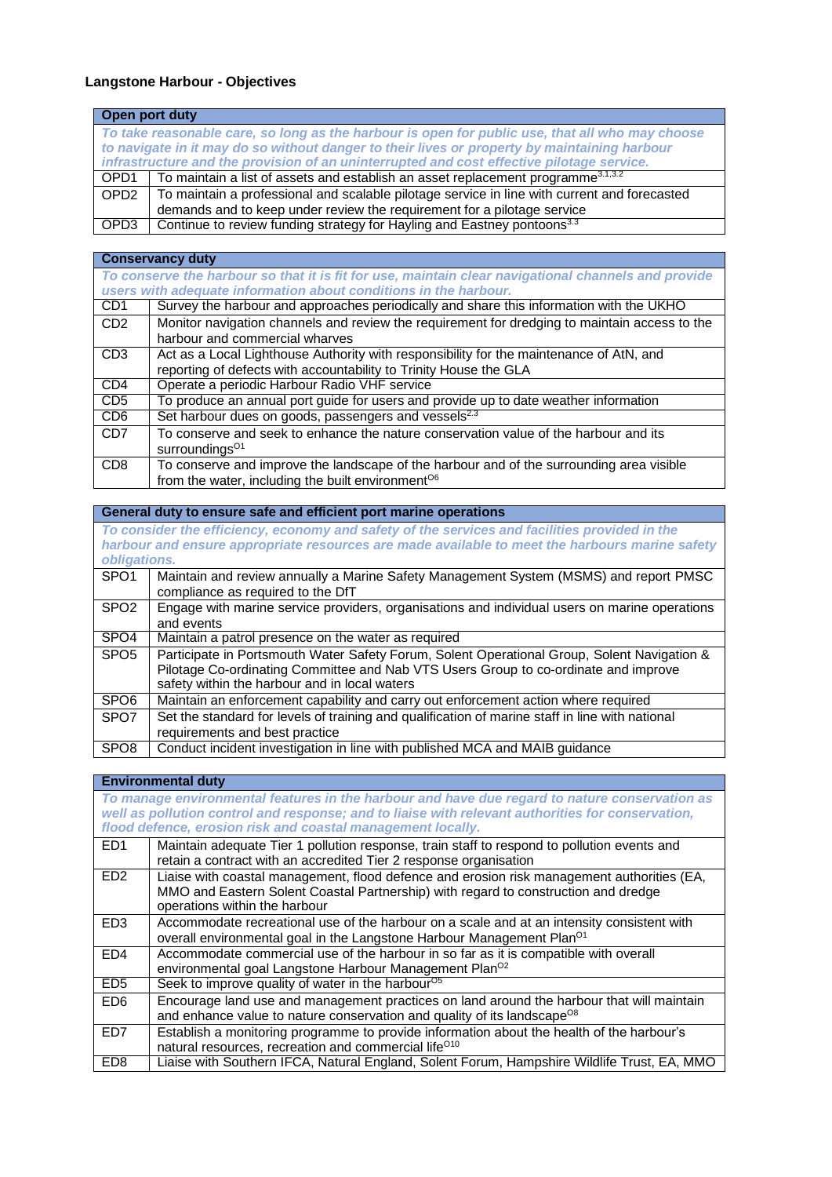## Langstone Harbour - Objectives

| Open port duty | |
|---|---|
| *To take reasonable care, so long as the harbour is open for public use, that all who may choose to navigate in it may do so without danger to their lives or property by maintaining harbour infrastructure and the provision of an uninterrupted and cost effective pilotage service.* | |
| OPD1 | To maintain a list of assets and establish an asset replacement programme[3.1,3.2] |
| OPD2 | To maintain a professional and scalable pilotage service in line with current and forecasted demands and to keep under review the requirement for a pilotage service |
| OPD3 | Continue to review funding strategy for Hayling and Eastney pontoons[3.3] |

| Conservancy duty | |
|---|---|
| *To conserve the harbour so that it is fit for use, maintain clear navigational channels and provide users with adequate information about conditions in the harbour.* | |
| CD1 | Survey the harbour and approaches periodically and share this information with the UKHO |
| CD2 | Monitor navigation channels and review the requirement for dredging to maintain access to the harbour and commercial wharves |
| CD3 | Act as a Local Lighthouse Authority with responsibility for the maintenance of AtN, and reporting of defects with accountability to Trinity House the GLA |
| CD4 | Operate a periodic Harbour Radio VHF service |
| CD5 | To produce an annual port guide for users and provide up to date weather information |
| CD6 | Set harbour dues on goods, passengers and vessels[2.3] |
| CD7 | To conserve and seek to enhance the nature conservation value of the harbour and its surroundings[O1] |
| CD8 | To conserve and improve the landscape of the harbour and of the surrounding area visible from the water, including the built environment[O6] |

| General duty to ensure safe and efficient port marine operations | |
|---|---|
| *To consider the efficiency, economy and safety of the services and facilities provided in the harbour and ensure appropriate resources are made available to meet the harbours marine safety obligations.* | |
| SPO1 | Maintain and review annually a Marine Safety Management System (MSMS) and report PMSC compliance as required to the DfT |
| SPO2 | Engage with marine service providers, organisations and individual users on marine operations and events |
| SPO4 | Maintain a patrol presence on the water as required |
| SPO5 | Participate in Portsmouth Water Safety Forum, Solent Operational Group, Solent Navigation & Pilotage Co-ordinating Committee and Nab VTS Users Group to co-ordinate and improve safety within the harbour and in local waters |
| SPO6 | Maintain an enforcement capability and carry out enforcement action where required |
| SPO7 | Set the standard for levels of training and qualification of marine staff in line with national requirements and best practice |
| SPO8 | Conduct incident investigation in line with published MCA and MAIB guidance |

| Environmental duty | |
|---|---|
| *To manage environmental features in the harbour and have due regard to nature conservation as well as pollution control and response; and to liaise with relevant authorities for conservation, flood defence, erosion risk and coastal management locally.* | |
| ED1 | Maintain adequate Tier 1 pollution response, train staff to respond to pollution events and retain a contract with an accredited Tier 2 response organisation |
| ED2 | Liaise with coastal management, flood defence and erosion risk management authorities (EA, MMO and Eastern Solent Coastal Partnership) with regard to construction and dredge operations within the harbour |
| ED3 | Accommodate recreational use of the harbour on a scale and at an intensity consistent with overall environmental goal in the Langstone Harbour Management Plan[O1] |
| ED4 | Accommodate commercial use of the harbour in so far as it is compatible with overall environmental goal Langstone Harbour Management Plan[O2] |
| ED5 | Seek to improve quality of water in the harbour[O5] |
| ED6 | Encourage land use and management practices on land around the harbour that will maintain and enhance value to nature conservation and quality of its landscape[O8] |
| ED7 | Establish a monitoring programme to provide information about the health of the harbour's natural resources, recreation and commercial life[O10] |
| ED8 | Liaise with Southern IFCA, Natural England, Solent Forum, Hampshire Wildlife Trust, EA, MMO |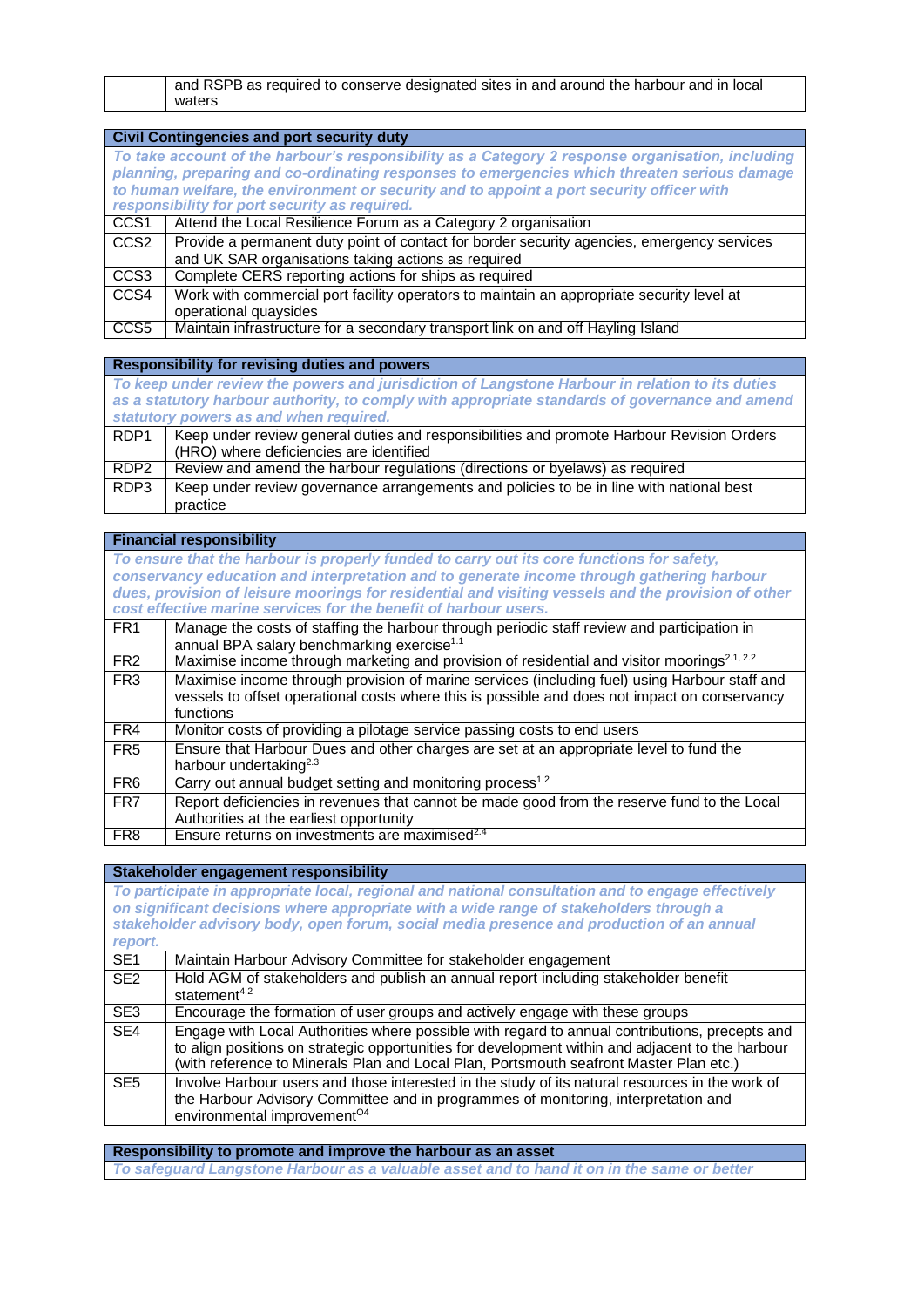| | |
|---|---|
| | and RSPB as required to conserve designated sites in and around the harbour and in local waters |

| **Civil Contingencies and port security duty** | |
|---|---|
| ***To take account of the harbour's responsibility as a Category 2 response organisation, including planning, preparing and co-ordinating responses to emergencies which threaten serious damage to human welfare, the environment or security and to appoint a port security officer with responsibility for port security as required.*** | |
| CCS1 | Attend the Local Resilience Forum as a Category 2 organisation |
| CCS2 | Provide a permanent duty point of contact for border security agencies, emergency services and UK SAR organisations taking actions as required |
| CCS3 | Complete CERS reporting actions for ships as required |
| CCS4 | Work with commercial port facility operators to maintain an appropriate security level at operational quaysides |
| CCS5 | Maintain infrastructure for a secondary transport link on and off Hayling Island |

| **Responsibility for revising duties and powers** | |
|---|---|
| ***To keep under review the powers and jurisdiction of Langstone Harbour in relation to its duties as a statutory harbour authority, to comply with appropriate standards of governance and amend statutory powers as and when required.*** | |
| RDP1 | Keep under review general duties and responsibilities and promote Harbour Revision Orders (HRO) where deficiencies are identified |
| RDP2 | Review and amend the harbour regulations (directions or byelaws) as required |
| RDP3 | Keep under review governance arrangements and policies to be in line with national best practice |

| **Financial responsibility** | |
|---|---|
| ***To ensure that the harbour is properly funded to carry out its core functions for safety, conservancy education and interpretation and to generate income through gathering harbour dues, provision of leisure moorings for residential and visiting vessels and the provision of other cost effective marine services for the benefit of harbour users.*** | |
| FR1 | Manage the costs of staffing the harbour through periodic staff review and participation in annual BPA salary benchmarking exercise[1.1] |
| FR2 | Maximise income through marketing and provision of residential and visitor moorings[2.1, 2.2] |
| FR3 | Maximise income through provision of marine services (including fuel) using Harbour staff and vessels to offset operational costs where this is possible and does not impact on conservancy functions |
| FR4 | Monitor costs of providing a pilotage service passing costs to end users |
| FR5 | Ensure that Harbour Dues and other charges are set at an appropriate level to fund the harbour undertaking[2.3] |
| FR6 | Carry out annual budget setting and monitoring process[1.2] |
| FR7 | Report deficiencies in revenues that cannot be made good from the reserve fund to the Local Authorities at the earliest opportunity |
| FR8 | Ensure returns on investments are maximised[2.4] |

| **Stakeholder engagement responsibility** | |
|---|---|
| ***To participate in appropriate local, regional and national consultation and to engage effectively on significant decisions where appropriate with a wide range of stakeholders through a stakeholder advisory body, open forum, social media presence and production of an annual report.*** | |
| SE1 | Maintain Harbour Advisory Committee for stakeholder engagement |
| SE2 | Hold AGM of stakeholders and publish an annual report including stakeholder benefit statement[4.2] |
| SE3 | Encourage the formation of user groups and actively engage with these groups |
| SE4 | Engage with Local Authorities where possible with regard to annual contributions, precepts and to align positions on strategic opportunities for development within and adjacent to the harbour (with reference to Minerals Plan and Local Plan, Portsmouth seafront Master Plan etc.) |
| SE5 | Involve Harbour users and those interested in the study of its natural resources in the work of the Harbour Advisory Committee and in programmes of monitoring, interpretation and environmental improvement[O4] |

| **Responsibility to promote and improve the harbour as an asset** |
|---|
| ***To safeguard Langstone Harbour as a valuable asset and to hand it on in the same or better*** |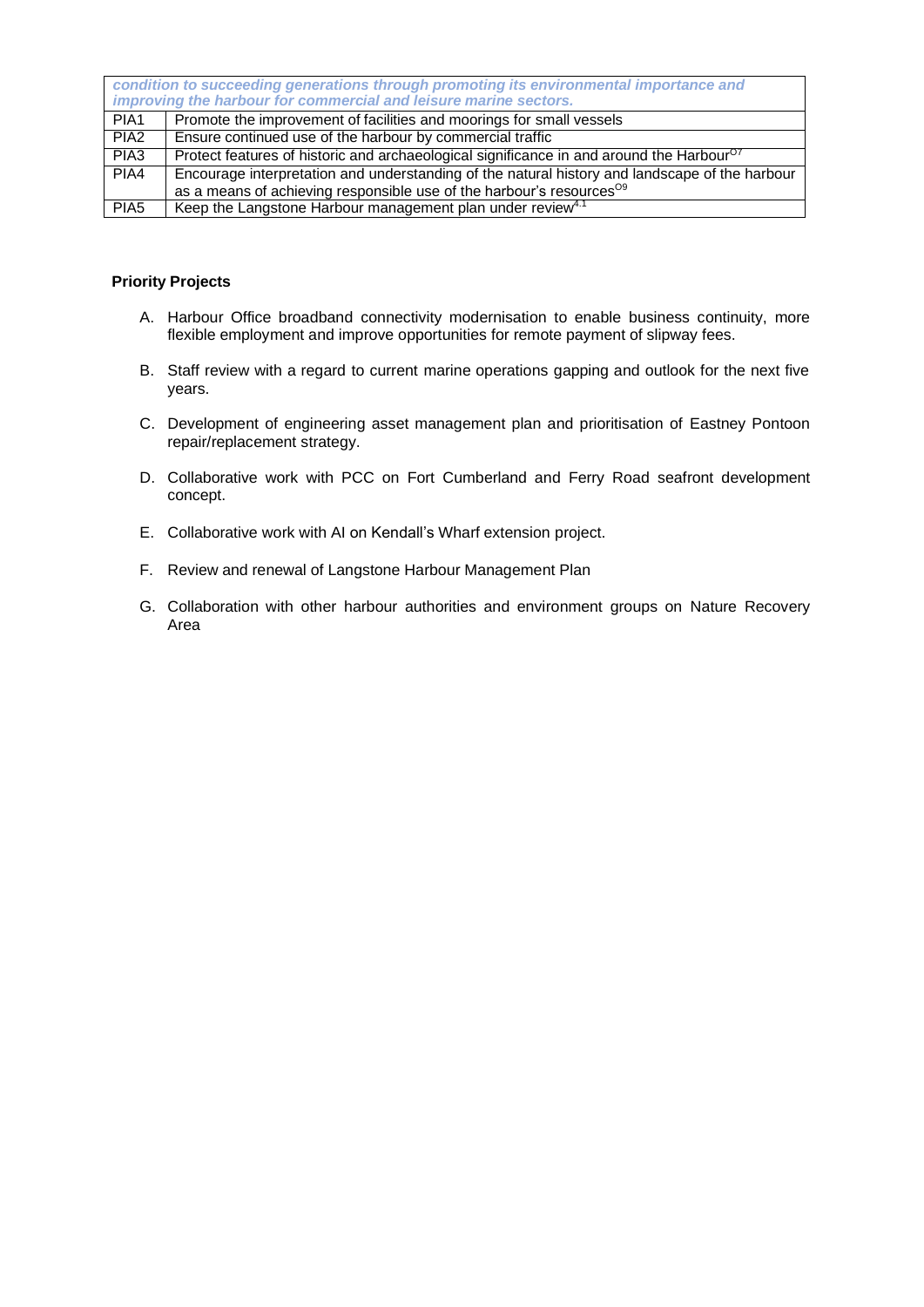| | |
|---|---|
| ***condition to succeeding generations through promoting its environmental importance and improving the harbour for commercial and leisure marine sectors.*** | |
| PIA1 | Promote the improvement of facilities and moorings for small vessels |
| PIA2 | Ensure continued use of the harbour by commercial traffic |
| PIA3 | Protect features of historic and archaeological significance in and around the Harbour[O7] |
| PIA4 | Encourage interpretation and understanding of the natural history and landscape of the harbour as a means of achieving responsible use of the harbour's resources[O9] |
| PIA5 | Keep the Langstone Harbour management plan under review[4.1] |

**Priority Projects**

A. Harbour Office broadband connectivity modernisation to enable business continuity, more flexible employment and improve opportunities for remote payment of slipway fees.

B. Staff review with a regard to current marine operations gapping and outlook for the next five years.

C. Development of engineering asset management plan and prioritisation of Eastney Pontoon repair/replacement strategy.

D. Collaborative work with PCC on Fort Cumberland and Ferry Road seafront development concept.

E. Collaborative work with AI on Kendall's Wharf extension project.

F. Review and renewal of Langstone Harbour Management Plan

G. Collaboration with other harbour authorities and environment groups on Nature Recovery Area